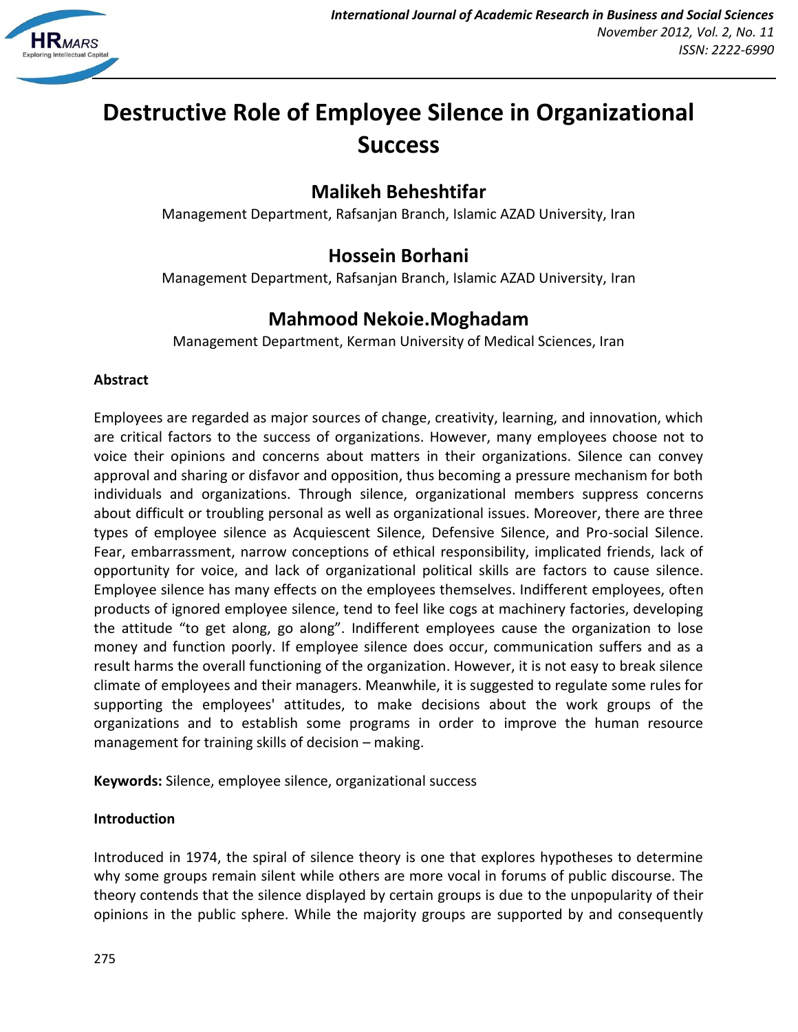# Destructive Role of Employee Silence in Organizational Success

## Malikeh Beheshtifar

Management Department, Rafsanjan Branch, Islamic AZAD University, Iran

## Hossein Borhani

Management Department, Rafsanjan Branch, Islamic AZAD University, Iran

## Mahmood Nekoie.Moghadam

Management Department, Kerman University of Medical Sciences, Iran

**Abstract**

Employees are regarded as major sources of change, creativity, learning, and innovation, which are critical factors to the success of organizations. However, many employees choose not to voice their opinions and concerns about matters in their organizations. Silence can convey approval and sharing or disfavor and opposition, thus becoming a pressure mechanism for both individuals and organizations. Through silence, organizational members suppress concerns about difficult or troubling personal as well as organizational issues. Moreover, there are three types of employee silence as Acquiescent Silence, Defensive Silence, and Pro-social Silence. Fear, embarrassment, narrow conceptions of ethical responsibility, implicated friends, lack of opportunity for voice, and lack of organizational political skills are factors to cause silence. Employee silence has many effects on the employees themselves. Indifferent employees, often products of ignored employee silence, tend to feel like cogs at machinery factories, developing the attitude "to get along, go along". Indifferent employees cause the organization to lose money and function poorly. If employee silence does occur, communication suffers and as a result harms the overall functioning of the organization. However, it is not easy to break silence climate of employees and their managers. Meanwhile, it is suggested to regulate some rules for supporting the employees' attitudes, to make decisions about the work groups of the organizations and to establish some programs in order to improve the human resource management for training skills of decision – making.

**Keywords:** Silence, employee silence, organizational success

**Introduction**

Introduced in 1974, the spiral of silence theory is one that explores hypotheses to determine why some groups remain silent while others are more vocal in forums of public discourse. The theory contends that the silence displayed by certain groups is due to the unpopularity of their opinions in the public sphere. While the majority groups are supported by and consequently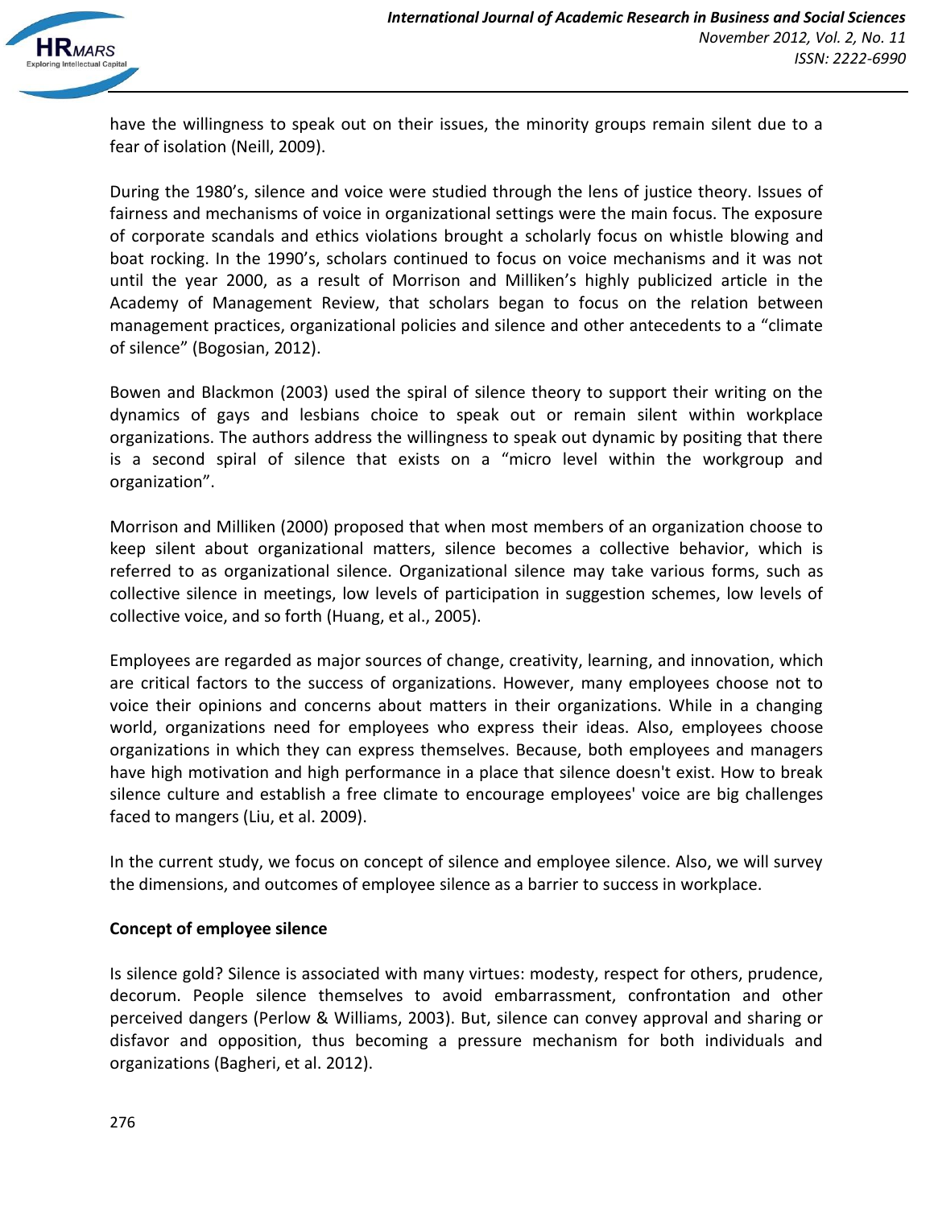have the willingness to speak out on their issues, the minority groups remain silent due to a fear of isolation (Neill, 2009).

During the 1980's, silence and voice were studied through the lens of justice theory. Issues of fairness and mechanisms of voice in organizational settings were the main focus. The exposure of corporate scandals and ethics violations brought a scholarly focus on whistle blowing and boat rocking. In the 1990's, scholars continued to focus on voice mechanisms and it was not until the year 2000, as a result of Morrison and Milliken's highly publicized article in the Academy of Management Review, that scholars began to focus on the relation between management practices, organizational policies and silence and other antecedents to a "climate of silence" (Bogosian, 2012).

Bowen and Blackmon (2003) used the spiral of silence theory to support their writing on the dynamics of gays and lesbians choice to speak out or remain silent within workplace organizations. The authors address the willingness to speak out dynamic by positing that there is a second spiral of silence that exists on a "micro level within the workgroup and organization".

Morrison and Milliken (2000) proposed that when most members of an organization choose to keep silent about organizational matters, silence becomes a collective behavior, which is referred to as organizational silence. Organizational silence may take various forms, such as collective silence in meetings, low levels of participation in suggestion schemes, low levels of collective voice, and so forth (Huang, et al., 2005).

Employees are regarded as major sources of change, creativity, learning, and innovation, which are critical factors to the success of organizations. However, many employees choose not to voice their opinions and concerns about matters in their organizations. While in a changing world, organizations need for employees who express their ideas. Also, employees choose organizations in which they can express themselves. Because, both employees and managers have high motivation and high performance in a place that silence doesn't exist. How to break silence culture and establish a free climate to encourage employees' voice are big challenges faced to mangers (Liu, et al. 2009).

In the current study, we focus on concept of silence and employee silence. Also, we will survey the dimensions, and outcomes of employee silence as a barrier to success in workplace.

**Concept of employee silence**

Is silence gold? Silence is associated with many virtues: modesty, respect for others, prudence, decorum. People silence themselves to avoid embarrassment, confrontation and other perceived dangers (Perlow & Williams, 2003). But, silence can convey approval and sharing or disfavor and opposition, thus becoming a pressure mechanism for both individuals and organizations (Bagheri, et al. 2012).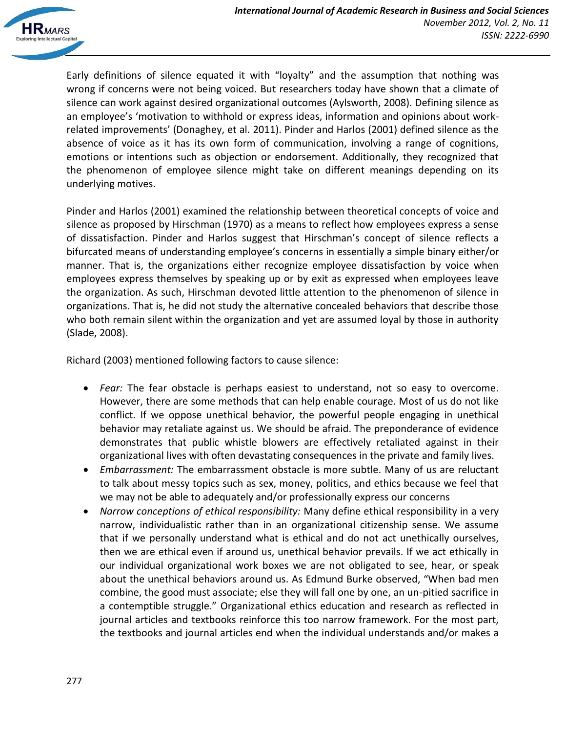Early definitions of silence equated it with "loyalty" and the assumption that nothing was wrong if concerns were not being voiced. But researchers today have shown that a climate of silence can work against desired organizational outcomes (Aylsworth, 2008). Defining silence as an employee's 'motivation to withhold or express ideas, information and opinions about work-related improvements' (Donaghey, et al. 2011). Pinder and Harlos (2001) defined silence as the absence of voice as it has its own form of communication, involving a range of cognitions, emotions or intentions such as objection or endorsement. Additionally, they recognized that the phenomenon of employee silence might take on different meanings depending on its underlying motives.

Pinder and Harlos (2001) examined the relationship between theoretical concepts of voice and silence as proposed by Hirschman (1970) as a means to reflect how employees express a sense of dissatisfaction. Pinder and Harlos suggest that Hirschman's concept of silence reflects a bifurcated means of understanding employee's concerns in essentially a simple binary either/or manner. That is, the organizations either recognize employee dissatisfaction by voice when employees express themselves by speaking up or by exit as expressed when employees leave the organization. As such, Hirschman devoted little attention to the phenomenon of silence in organizations. That is, he did not study the alternative concealed behaviors that describe those who both remain silent within the organization and yet are assumed loyal by those in authority (Slade, 2008).

Richard (2003) mentioned following factors to cause silence:

- *Fear:* The fear obstacle is perhaps easiest to understand, not so easy to overcome. However, there are some methods that can help enable courage. Most of us do not like conflict. If we oppose unethical behavior, the powerful people engaging in unethical behavior may retaliate against us. We should be afraid. The preponderance of evidence demonstrates that public whistle blowers are effectively retaliated against in their organizational lives with often devastating consequences in the private and family lives.
- *Embarrassment:* The embarrassment obstacle is more subtle. Many of us are reluctant to talk about messy topics such as sex, money, politics, and ethics because we feel that we may not be able to adequately and/or professionally express our concerns
- *Narrow conceptions of ethical responsibility:* Many define ethical responsibility in a very narrow, individualistic rather than in an organizational citizenship sense. We assume that if we personally understand what is ethical and do not act unethically ourselves, then we are ethical even if around us, unethical behavior prevails. If we act ethically in our individual organizational work boxes we are not obligated to see, hear, or speak about the unethical behaviors around us. As Edmund Burke observed, "When bad men combine, the good must associate; else they will fall one by one, an un-pitied sacrifice in a contemptible struggle." Organizational ethics education and research as reflected in journal articles and textbooks reinforce this too narrow framework. For the most part, the textbooks and journal articles end when the individual understands and/or makes a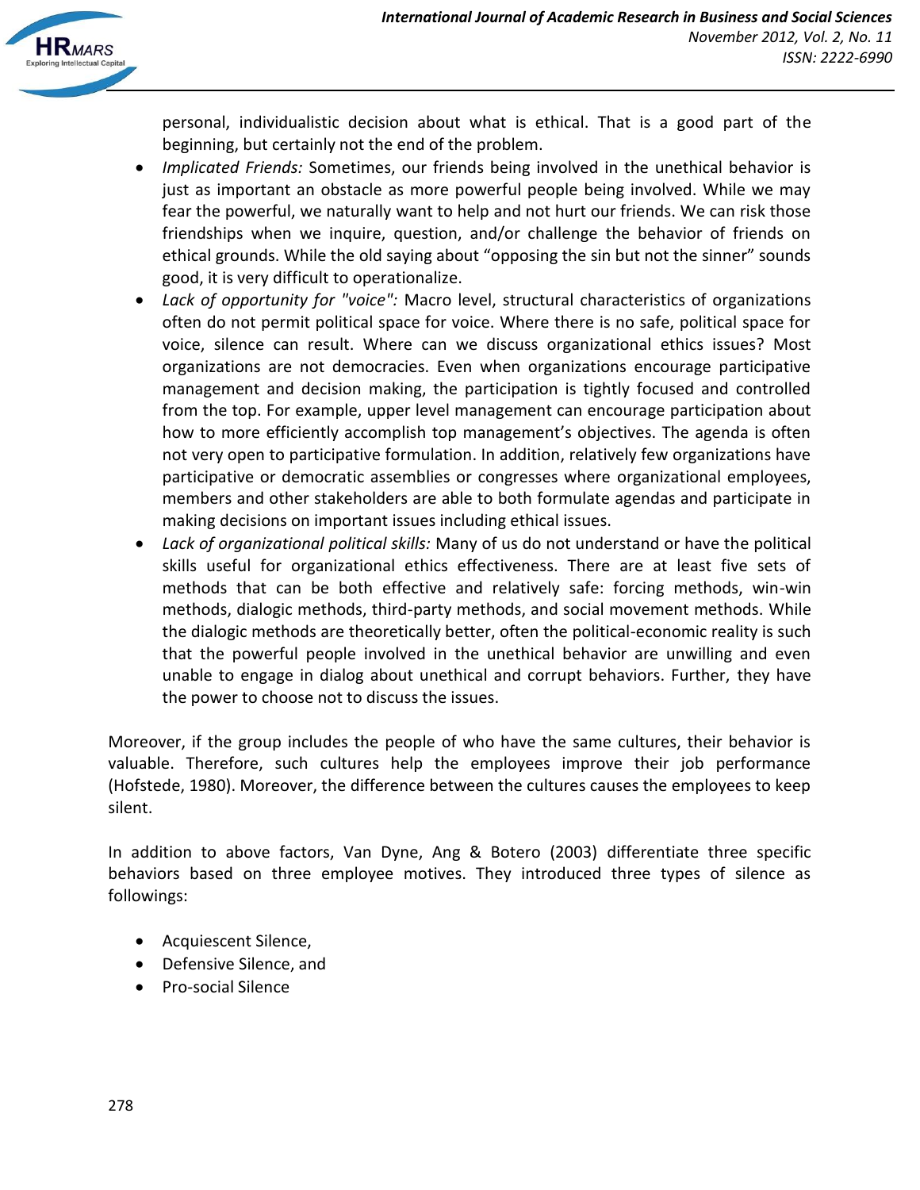personal, individualistic decision about what is ethical. That is a good part of the beginning, but certainly not the end of the problem.

- *Implicated Friends:* Sometimes, our friends being involved in the unethical behavior is just as important an obstacle as more powerful people being involved. While we may fear the powerful, we naturally want to help and not hurt our friends. We can risk those friendships when we inquire, question, and/or challenge the behavior of friends on ethical grounds. While the old saying about "opposing the sin but not the sinner" sounds good, it is very difficult to operationalize.
- *Lack of opportunity for "voice":* Macro level, structural characteristics of organizations often do not permit political space for voice. Where there is no safe, political space for voice, silence can result. Where can we discuss organizational ethics issues? Most organizations are not democracies. Even when organizations encourage participative management and decision making, the participation is tightly focused and controlled from the top. For example, upper level management can encourage participation about how to more efficiently accomplish top management's objectives. The agenda is often not very open to participative formulation. In addition, relatively few organizations have participative or democratic assemblies or congresses where organizational employees, members and other stakeholders are able to both formulate agendas and participate in making decisions on important issues including ethical issues.
- *Lack of organizational political skills:* Many of us do not understand or have the political skills useful for organizational ethics effectiveness. There are at least five sets of methods that can be both effective and relatively safe: forcing methods, win-win methods, dialogic methods, third-party methods, and social movement methods. While the dialogic methods are theoretically better, often the political-economic reality is such that the powerful people involved in the unethical behavior are unwilling and even unable to engage in dialog about unethical and corrupt behaviors. Further, they have the power to choose not to discuss the issues.

Moreover, if the group includes the people of who have the same cultures, their behavior is valuable. Therefore, such cultures help the employees improve their job performance (Hofstede, 1980). Moreover, the difference between the cultures causes the employees to keep silent.

In addition to above factors, Van Dyne, Ang & Botero (2003) differentiate three specific behaviors based on three employee motives. They introduced three types of silence as followings:

- Acquiescent Silence,
- Defensive Silence, and
- Pro-social Silence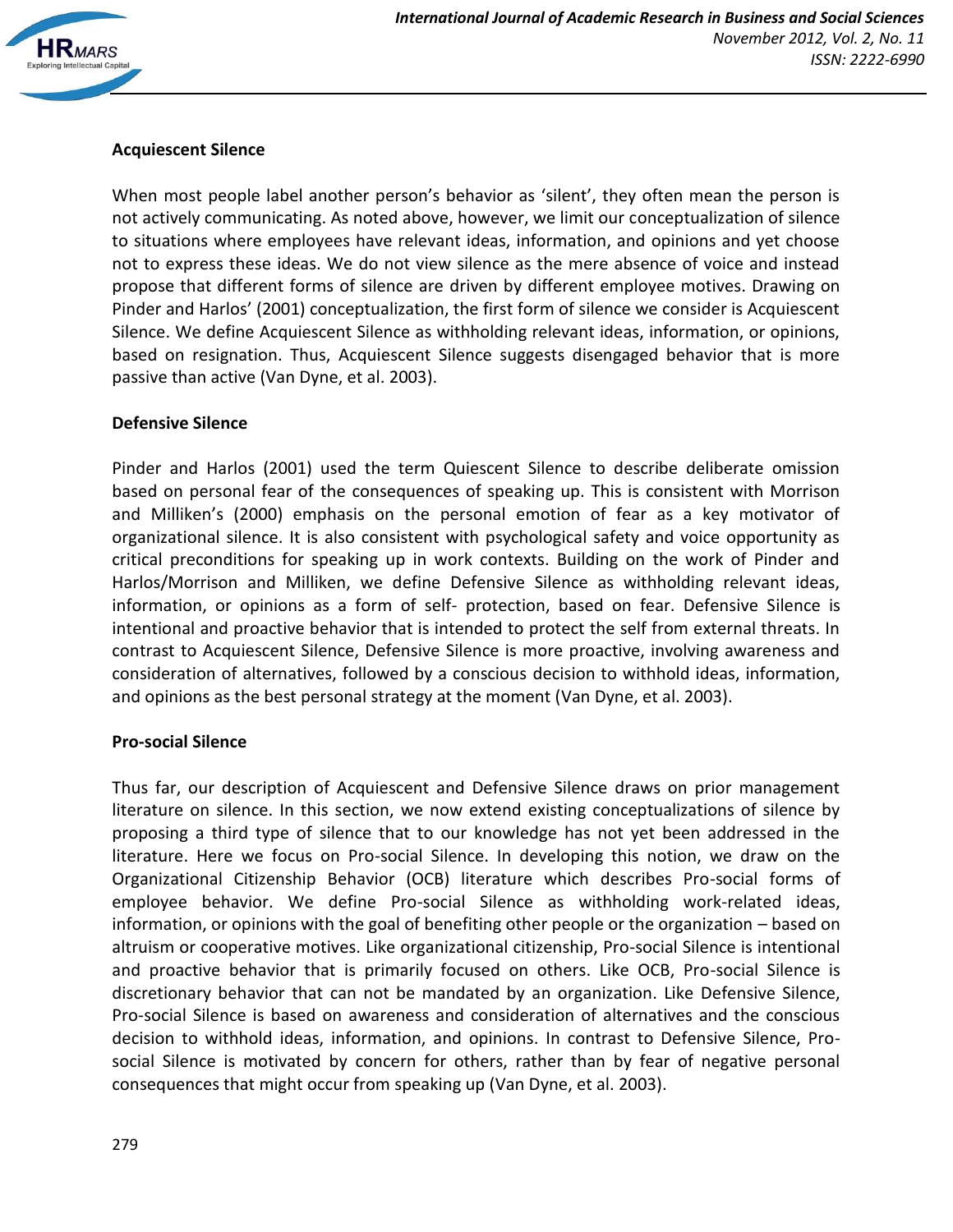### Acquiescent Silence

When most people label another person's behavior as 'silent', they often mean the person is not actively communicating. As noted above, however, we limit our conceptualization of silence to situations where employees have relevant ideas, information, and opinions and yet choose not to express these ideas. We do not view silence as the mere absence of voice and instead propose that different forms of silence are driven by different employee motives. Drawing on Pinder and Harlos' (2001) conceptualization, the first form of silence we consider is Acquiescent Silence. We define Acquiescent Silence as withholding relevant ideas, information, or opinions, based on resignation. Thus, Acquiescent Silence suggests disengaged behavior that is more passive than active (Van Dyne, et al. 2003).

### Defensive Silence

Pinder and Harlos (2001) used the term Quiescent Silence to describe deliberate omission based on personal fear of the consequences of speaking up. This is consistent with Morrison and Milliken's (2000) emphasis on the personal emotion of fear as a key motivator of organizational silence. It is also consistent with psychological safety and voice opportunity as critical preconditions for speaking up in work contexts. Building on the work of Pinder and Harlos/Morrison and Milliken, we define Defensive Silence as withholding relevant ideas, information, or opinions as a form of self- protection, based on fear. Defensive Silence is intentional and proactive behavior that is intended to protect the self from external threats. In contrast to Acquiescent Silence, Defensive Silence is more proactive, involving awareness and consideration of alternatives, followed by a conscious decision to withhold ideas, information, and opinions as the best personal strategy at the moment (Van Dyne, et al. 2003).

### Pro-social Silence

Thus far, our description of Acquiescent and Defensive Silence draws on prior management literature on silence. In this section, we now extend existing conceptualizations of silence by proposing a third type of silence that to our knowledge has not yet been addressed in the literature. Here we focus on Pro-social Silence. In developing this notion, we draw on the Organizational Citizenship Behavior (OCB) literature which describes Pro-social forms of employee behavior. We define Pro-social Silence as withholding work-related ideas, information, or opinions with the goal of benefiting other people or the organization – based on altruism or cooperative motives. Like organizational citizenship, Pro-social Silence is intentional and proactive behavior that is primarily focused on others. Like OCB, Pro-social Silence is discretionary behavior that can not be mandated by an organization. Like Defensive Silence, Pro-social Silence is based on awareness and consideration of alternatives and the conscious decision to withhold ideas, information, and opinions. In contrast to Defensive Silence, Pro-social Silence is motivated by concern for others, rather than by fear of negative personal consequences that might occur from speaking up (Van Dyne, et al. 2003).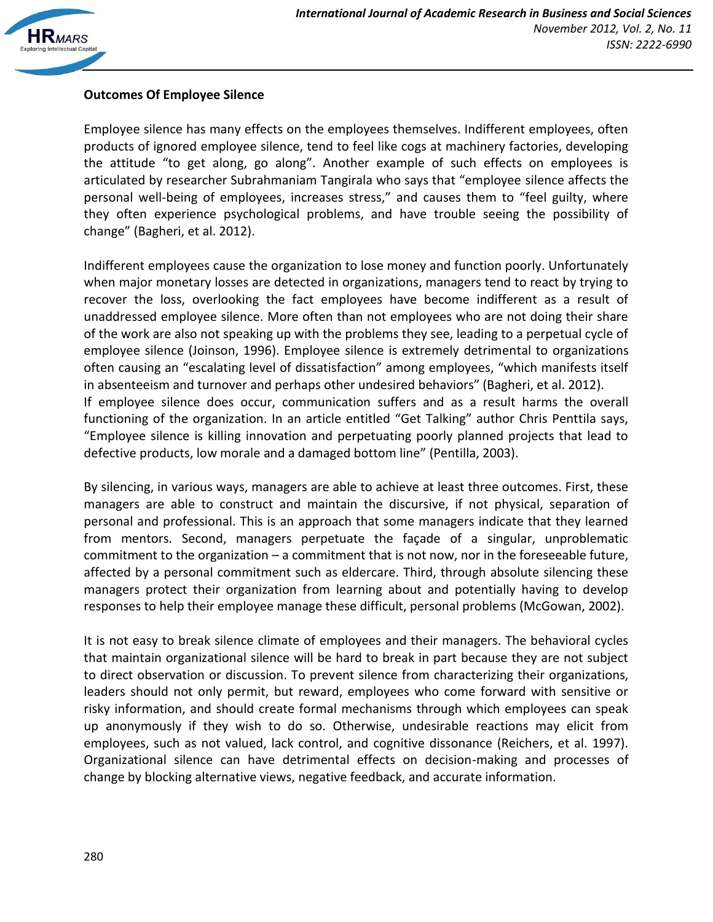**Outcomes Of Employee Silence**

Employee silence has many effects on the employees themselves. Indifferent employees, often products of ignored employee silence, tend to feel like cogs at machinery factories, developing the attitude "to get along, go along". Another example of such effects on employees is articulated by researcher Subrahmaniam Tangirala who says that "employee silence affects the personal well-being of employees, increases stress," and causes them to "feel guilty, where they often experience psychological problems, and have trouble seeing the possibility of change" (Bagheri, et al. 2012).

Indifferent employees cause the organization to lose money and function poorly. Unfortunately when major monetary losses are detected in organizations, managers tend to react by trying to recover the loss, overlooking the fact employees have become indifferent as a result of unaddressed employee silence. More often than not employees who are not doing their share of the work are also not speaking up with the problems they see, leading to a perpetual cycle of employee silence (Joinson, 1996). Employee silence is extremely detrimental to organizations often causing an "escalating level of dissatisfaction" among employees, "which manifests itself in absenteeism and turnover and perhaps other undesired behaviors" (Bagheri, et al. 2012).

If employee silence does occur, communication suffers and as a result harms the overall functioning of the organization. In an article entitled "Get Talking" author Chris Penttila says, "Employee silence is killing innovation and perpetuating poorly planned projects that lead to defective products, low morale and a damaged bottom line" (Pentilla, 2003).

By silencing, in various ways, managers are able to achieve at least three outcomes. First, these managers are able to construct and maintain the discursive, if not physical, separation of personal and professional. This is an approach that some managers indicate that they learned from mentors. Second, managers perpetuate the façade of a singular, unproblematic commitment to the organization – a commitment that is not now, nor in the foreseeable future, affected by a personal commitment such as eldercare. Third, through absolute silencing these managers protect their organization from learning about and potentially having to develop responses to help their employee manage these difficult, personal problems (McGowan, 2002).

It is not easy to break silence climate of employees and their managers. The behavioral cycles that maintain organizational silence will be hard to break in part because they are not subject to direct observation or discussion. To prevent silence from characterizing their organizations, leaders should not only permit, but reward, employees who come forward with sensitive or risky information, and should create formal mechanisms through which employees can speak up anonymously if they wish to do so. Otherwise, undesirable reactions may elicit from employees, such as not valued, lack control, and cognitive dissonance (Reichers, et al. 1997). Organizational silence can have detrimental effects on decision-making and processes of change by blocking alternative views, negative feedback, and accurate information.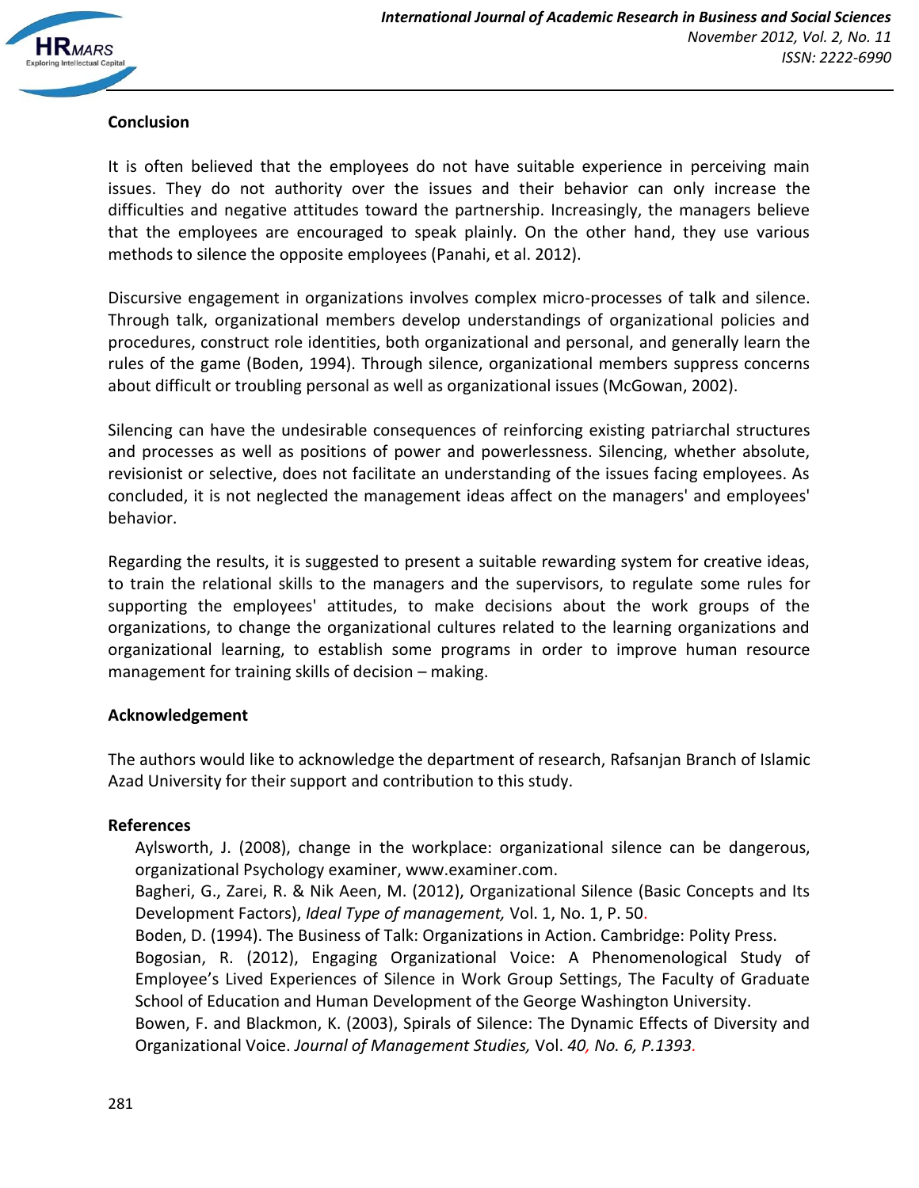## Conclusion

It is often believed that the employees do not have suitable experience in perceiving main issues. They do not authority over the issues and their behavior can only increase the difficulties and negative attitudes toward the partnership. Increasingly, the managers believe that the employees are encouraged to speak plainly. On the other hand, they use various methods to silence the opposite employees (Panahi, et al. 2012).

Discursive engagement in organizations involves complex micro-processes of talk and silence. Through talk, organizational members develop understandings of organizational policies and procedures, construct role identities, both organizational and personal, and generally learn the rules of the game (Boden, 1994). Through silence, organizational members suppress concerns about difficult or troubling personal as well as organizational issues (McGowan, 2002).

Silencing can have the undesirable consequences of reinforcing existing patriarchal structures and processes as well as positions of power and powerlessness. Silencing, whether absolute, revisionist or selective, does not facilitate an understanding of the issues facing employees. As concluded, it is not neglected the management ideas affect on the managers' and employees' behavior.

Regarding the results, it is suggested to present a suitable rewarding system for creative ideas, to train the relational skills to the managers and the supervisors, to regulate some rules for supporting the employees' attitudes, to make decisions about the work groups of the organizations, to change the organizational cultures related to the learning organizations and organizational learning, to establish some programs in order to improve human resource management for training skills of decision – making.

## Acknowledgement

The authors would like to acknowledge the department of research, Rafsanjan Branch of Islamic Azad University for their support and contribution to this study.

## References

Aylsworth, J. (2008), change in the workplace: organizational silence can be dangerous, organizational Psychology examiner, www.examiner.com.

Bagheri, G., Zarei, R. & Nik Aeen, M. (2012), Organizational Silence (Basic Concepts and Its Development Factors), *Ideal Type of management,* Vol. 1, No. 1, P. 50.

Boden, D. (1994). The Business of Talk: Organizations in Action. Cambridge: Polity Press.

Bogosian, R. (2012), Engaging Organizational Voice: A Phenomenological Study of Employee's Lived Experiences of Silence in Work Group Settings, The Faculty of Graduate School of Education and Human Development of the George Washington University.

Bowen, F. and Blackmon, K. (2003), Spirals of Silence: The Dynamic Effects of Diversity and Organizational Voice. *Journal of Management Studies,* Vol. *40, No. 6, P.1393.*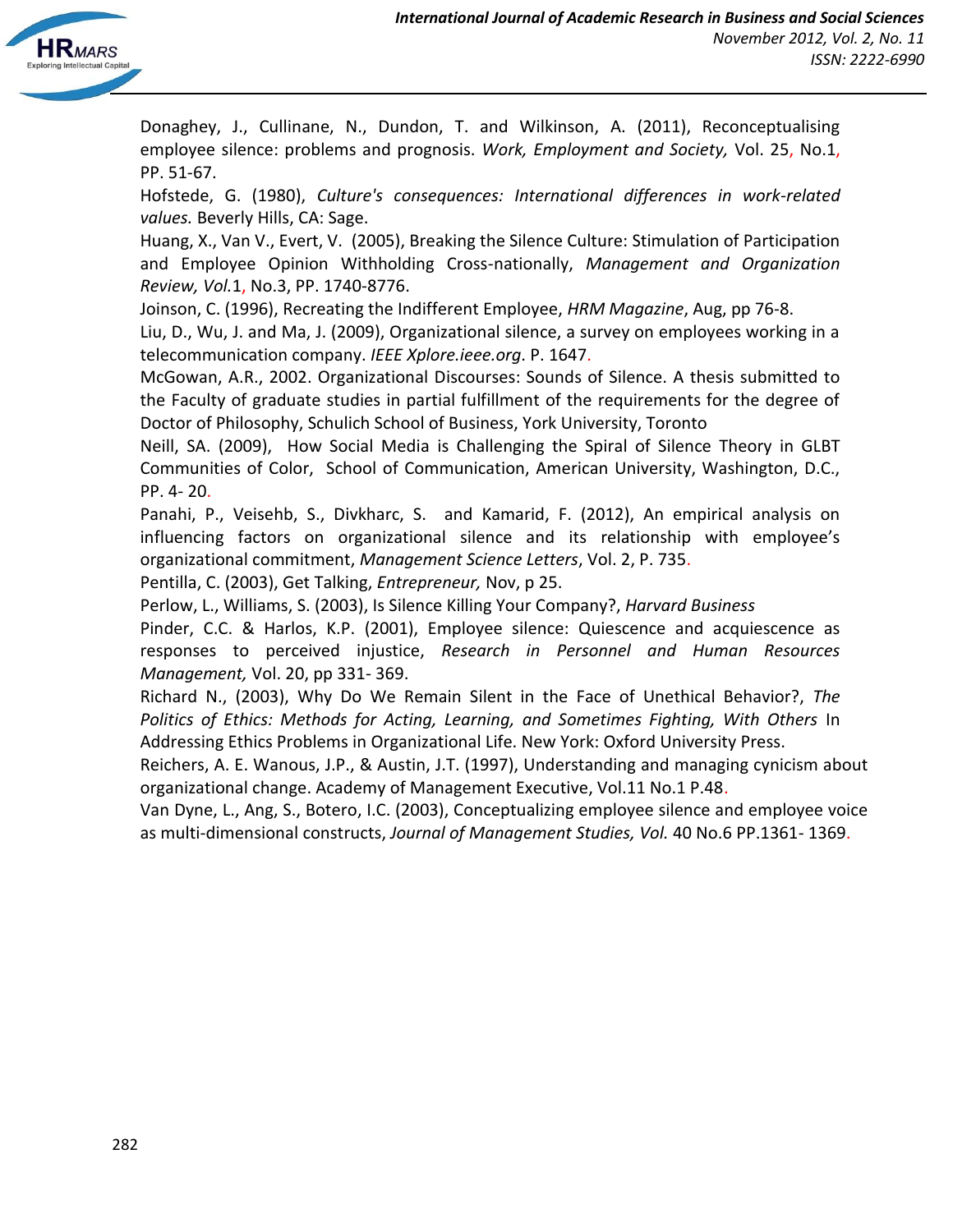Donaghey, J., Cullinane, N., Dundon, T. and Wilkinson, A. (2011), Reconceptualising employee silence: problems and prognosis. *Work, Employment and Society,* Vol. 25, No.1, PP. 51-67.

Hofstede, G. (1980), *Culture's consequences: International differences in work-related values.* Beverly Hills, CA: Sage.

Huang, X., Van V., Evert, V. (2005), Breaking the Silence Culture: Stimulation of Participation and Employee Opinion Withholding Cross-nationally, *Management and Organization Review, Vol.*1, No.3, PP. 1740-8776.

Joinson, C. (1996), Recreating the Indifferent Employee, *HRM Magazine*, Aug, pp 76-8.

Liu, D., Wu, J. and Ma, J. (2009), Organizational silence, a survey on employees working in a telecommunication company. *IEEE Xplore.ieee.org*. P. 1647.

McGowan, A.R., 2002. Organizational Discourses: Sounds of Silence. A thesis submitted to the Faculty of graduate studies in partial fulfillment of the requirements for the degree of Doctor of Philosophy, Schulich School of Business, York University, Toronto

Neill, SA. (2009), How Social Media is Challenging the Spiral of Silence Theory in GLBT Communities of Color, School of Communication, American University, Washington, D.C., PP. 4- 20.

Panahi, P., Veisehb, S., Divkharc, S. and Kamarid, F. (2012), An empirical analysis on influencing factors on organizational silence and its relationship with employee's organizational commitment, *Management Science Letters*, Vol. 2, P. 735.

Pentilla, C. (2003), Get Talking, *Entrepreneur,* Nov, p 25.

Perlow, L., Williams, S. (2003), Is Silence Killing Your Company?, *Harvard Business*

Pinder, C.C. & Harlos, K.P. (2001), Employee silence: Quiescence and acquiescence as responses to perceived injustice, *Research in Personnel and Human Resources Management,* Vol. 20, pp 331- 369.

Richard N., (2003), Why Do We Remain Silent in the Face of Unethical Behavior?, *The Politics of Ethics: Methods for Acting, Learning, and Sometimes Fighting, With Others* In Addressing Ethics Problems in Organizational Life. New York: Oxford University Press.

Reichers, A. E. Wanous, J.P., & Austin, J.T. (1997), Understanding and managing cynicism about organizational change. Academy of Management Executive, Vol.11 No.1 P.48.

Van Dyne, L., Ang, S., Botero, I.C. (2003), Conceptualizing employee silence and employee voice as multi-dimensional constructs, *Journal of Management Studies, Vol.* 40 No.6 PP.1361- 1369.